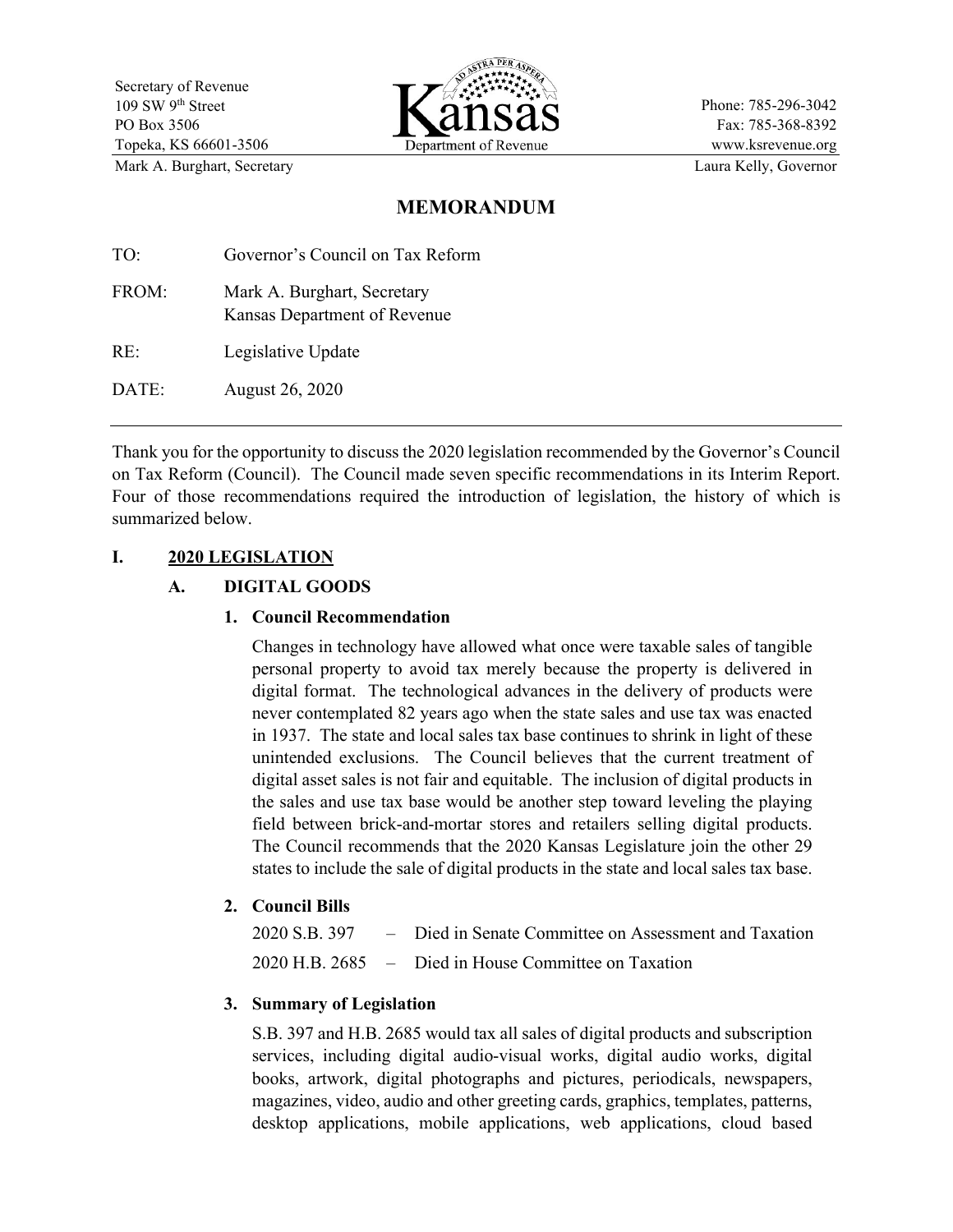Secretary of Revenue
109 SW 9th Street
PO Box 3506
Topeka, KS 66601-3506
Mark A. Burghart, Secretary

Kansas Department of Revenue

Phone: 785-296-3042
Fax: 785-368-8392
www.ksrevenue.org
Laura Kelly, Governor

# MEMORANDUM

TO: Governor's Council on Tax Reform

FROM: Mark A. Burghart, Secretary
Kansas Department of Revenue

RE: Legislative Update

DATE: August 26, 2020

---

Thank you for the opportunity to discuss the 2020 legislation recommended by the Governor's Council on Tax Reform (Council). The Council made seven specific recommendations in its Interim Report. Four of those recommendations required the introduction of legislation, the history of which is summarized below.

## I. 2020 LEGISLATION

### A. DIGITAL GOODS

#### 1. Council Recommendation

Changes in technology have allowed what once were taxable sales of tangible personal property to avoid tax merely because the property is delivered in digital format. The technological advances in the delivery of products were never contemplated 82 years ago when the state sales and use tax was enacted in 1937. The state and local sales tax base continues to shrink in light of these unintended exclusions. The Council believes that the current treatment of digital asset sales is not fair and equitable. The inclusion of digital products in the sales and use tax base would be another step toward leveling the playing field between brick-and-mortar stores and retailers selling digital products. The Council recommends that the 2020 Kansas Legislature join the other 29 states to include the sale of digital products in the state and local sales tax base.

#### 2. Council Bills

2020 S.B. 397 – Died in Senate Committee on Assessment and Taxation

2020 H.B. 2685 – Died in House Committee on Taxation

#### 3. Summary of Legislation

S.B. 397 and H.B. 2685 would tax all sales of digital products and subscription services, including digital audio-visual works, digital audio works, digital books, artwork, digital photographs and pictures, periodicals, newspapers, magazines, video, audio and other greeting cards, graphics, templates, patterns, desktop applications, mobile applications, web applications, cloud based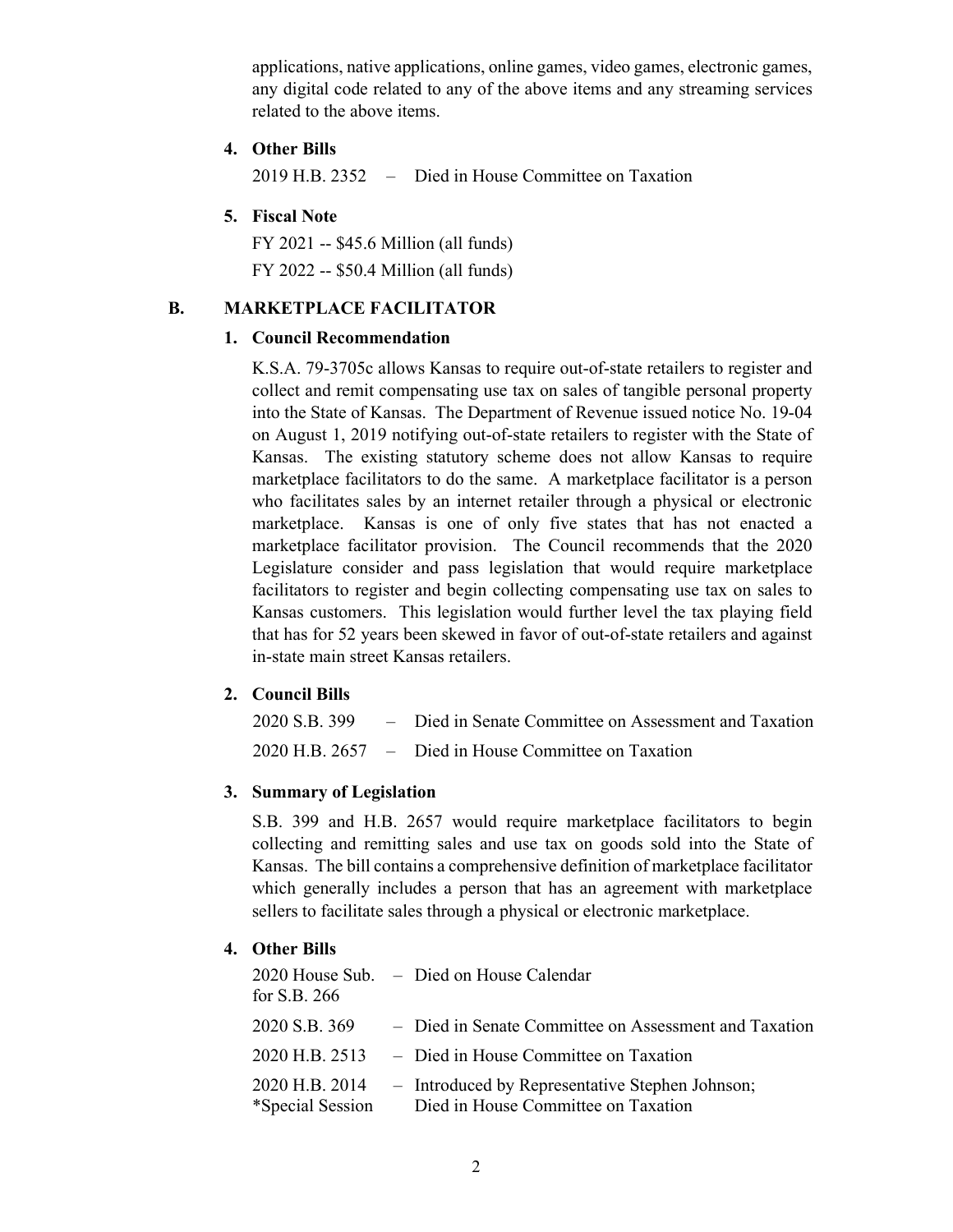applications, native applications, online games, video games, electronic games, any digital code related to any of the above items and any streaming services related to the above items.

4. **Other Bills**

   2019 H.B. 2352 – Died in House Committee on Taxation

5. **Fiscal Note**

   FY 2021 -- $45.6 Million (all funds)

   FY 2022 -- $50.4 Million (all funds)

## B. MARKETPLACE FACILITATOR

1. **Council Recommendation**

   K.S.A. 79-3705c allows Kansas to require out-of-state retailers to register and collect and remit compensating use tax on sales of tangible personal property into the State of Kansas. The Department of Revenue issued notice No. 19-04 on August 1, 2019 notifying out-of-state retailers to register with the State of Kansas. The existing statutory scheme does not allow Kansas to require marketplace facilitators to do the same. A marketplace facilitator is a person who facilitates sales by an internet retailer through a physical or electronic marketplace. Kansas is one of only five states that has not enacted a marketplace facilitator provision. The Council recommends that the 2020 Legislature consider and pass legislation that would require marketplace facilitators to register and begin collecting compensating use tax on sales to Kansas customers. This legislation would further level the tax playing field that has for 52 years been skewed in favor of out-of-state retailers and against in-state main street Kansas retailers.

2. **Council Bills**

   2020 S.B. 399 – Died in Senate Committee on Assessment and Taxation

   2020 H.B. 2657 – Died in House Committee on Taxation

3. **Summary of Legislation**

   S.B. 399 and H.B. 2657 would require marketplace facilitators to begin collecting and remitting sales and use tax on goods sold into the State of Kansas. The bill contains a comprehensive definition of marketplace facilitator which generally includes a person that has an agreement with marketplace sellers to facilitate sales through a physical or electronic marketplace.

4. **Other Bills**

   2020 House Sub. for S.B. 266 – Died on House Calendar

   2020 S.B. 369 – Died in Senate Committee on Assessment and Taxation

   2020 H.B. 2513 – Died in House Committee on Taxation

   2020 H.B. 2014 *Special Session – Introduced by Representative Stephen Johnson; Died in House Committee on Taxation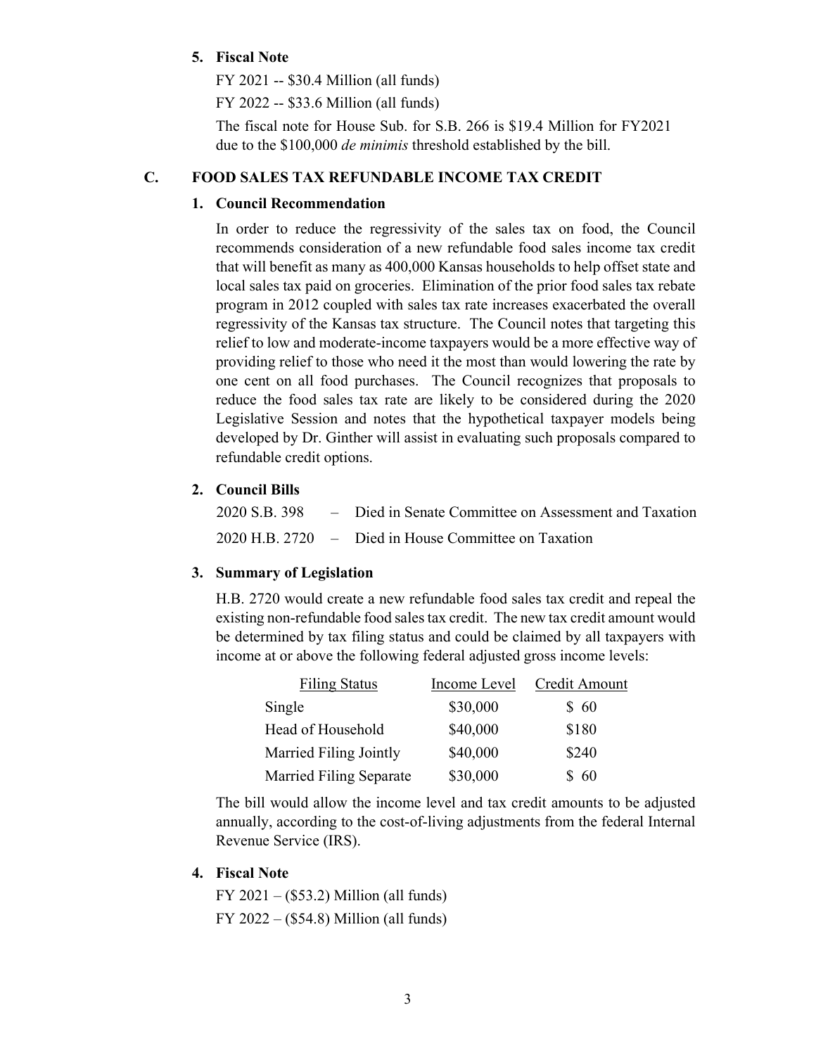**5. Fiscal Note**

FY 2021 -- $30.4 Million (all funds)

FY 2022 -- $33.6 Million (all funds)

The fiscal note for House Sub. for S.B. 266 is $19.4 Million for FY2021 due to the $100,000 *de minimis* threshold established by the bill.

## C. FOOD SALES TAX REFUNDABLE INCOME TAX CREDIT

**1. Council Recommendation**

In order to reduce the regressivity of the sales tax on food, the Council recommends consideration of a new refundable food sales income tax credit that will benefit as many as 400,000 Kansas households to help offset state and local sales tax paid on groceries. Elimination of the prior food sales tax rebate program in 2012 coupled with sales tax rate increases exacerbated the overall regressivity of the Kansas tax structure. The Council notes that targeting this relief to low and moderate-income taxpayers would be a more effective way of providing relief to those who need it the most than would lowering the rate by one cent on all food purchases. The Council recognizes that proposals to reduce the food sales tax rate are likely to be considered during the 2020 Legislative Session and notes that the hypothetical taxpayer models being developed by Dr. Ginther will assist in evaluating such proposals compared to refundable credit options.

**2. Council Bills**

2020 S.B. 398 – Died in Senate Committee on Assessment and Taxation

2020 H.B. 2720 – Died in House Committee on Taxation

**3. Summary of Legislation**

H.B. 2720 would create a new refundable food sales tax credit and repeal the existing non-refundable food sales tax credit. The new tax credit amount would be determined by tax filing status and could be claimed by all taxpayers with income at or above the following federal adjusted gross income levels:

| Filing Status | Income Level | Credit Amount |
|---|---|---|
| Single | $30,000 | $ 60 |
| Head of Household | $40,000 | $180 |
| Married Filing Jointly | $40,000 | $240 |
| Married Filing Separate | $30,000 | $ 60 |

The bill would allow the income level and tax credit amounts to be adjusted annually, according to the cost-of-living adjustments from the federal Internal Revenue Service (IRS).

**4. Fiscal Note**

FY 2021 – ($53.2) Million (all funds)

FY 2022 – ($54.8) Million (all funds)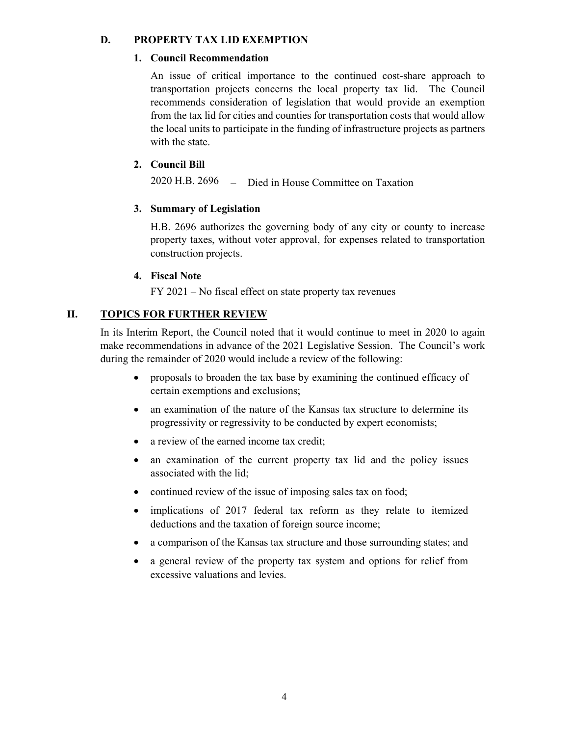### D. PROPERTY TAX LID EXEMPTION

#### 1. Council Recommendation

An issue of critical importance to the continued cost-share approach to transportation projects concerns the local property tax lid. The Council recommends consideration of legislation that would provide an exemption from the tax lid for cities and counties for transportation costs that would allow the local units to participate in the funding of infrastructure projects as partners with the state.

#### 2. Council Bill

2020 H.B. 2696 – Died in House Committee on Taxation

#### 3. Summary of Legislation

H.B. 2696 authorizes the governing body of any city or county to increase property taxes, without voter approval, for expenses related to transportation construction projects.

#### 4. Fiscal Note

FY 2021 – No fiscal effect on state property tax revenues

## II. TOPICS FOR FURTHER REVIEW

In its Interim Report, the Council noted that it would continue to meet in 2020 to again make recommendations in advance of the 2021 Legislative Session. The Council's work during the remainder of 2020 would include a review of the following:

- proposals to broaden the tax base by examining the continued efficacy of certain exemptions and exclusions;
- an examination of the nature of the Kansas tax structure to determine its progressivity or regressivity to be conducted by expert economists;
- a review of the earned income tax credit;
- an examination of the current property tax lid and the policy issues associated with the lid;
- continued review of the issue of imposing sales tax on food;
- implications of 2017 federal tax reform as they relate to itemized deductions and the taxation of foreign source income;
- a comparison of the Kansas tax structure and those surrounding states; and
- a general review of the property tax system and options for relief from excessive valuations and levies.